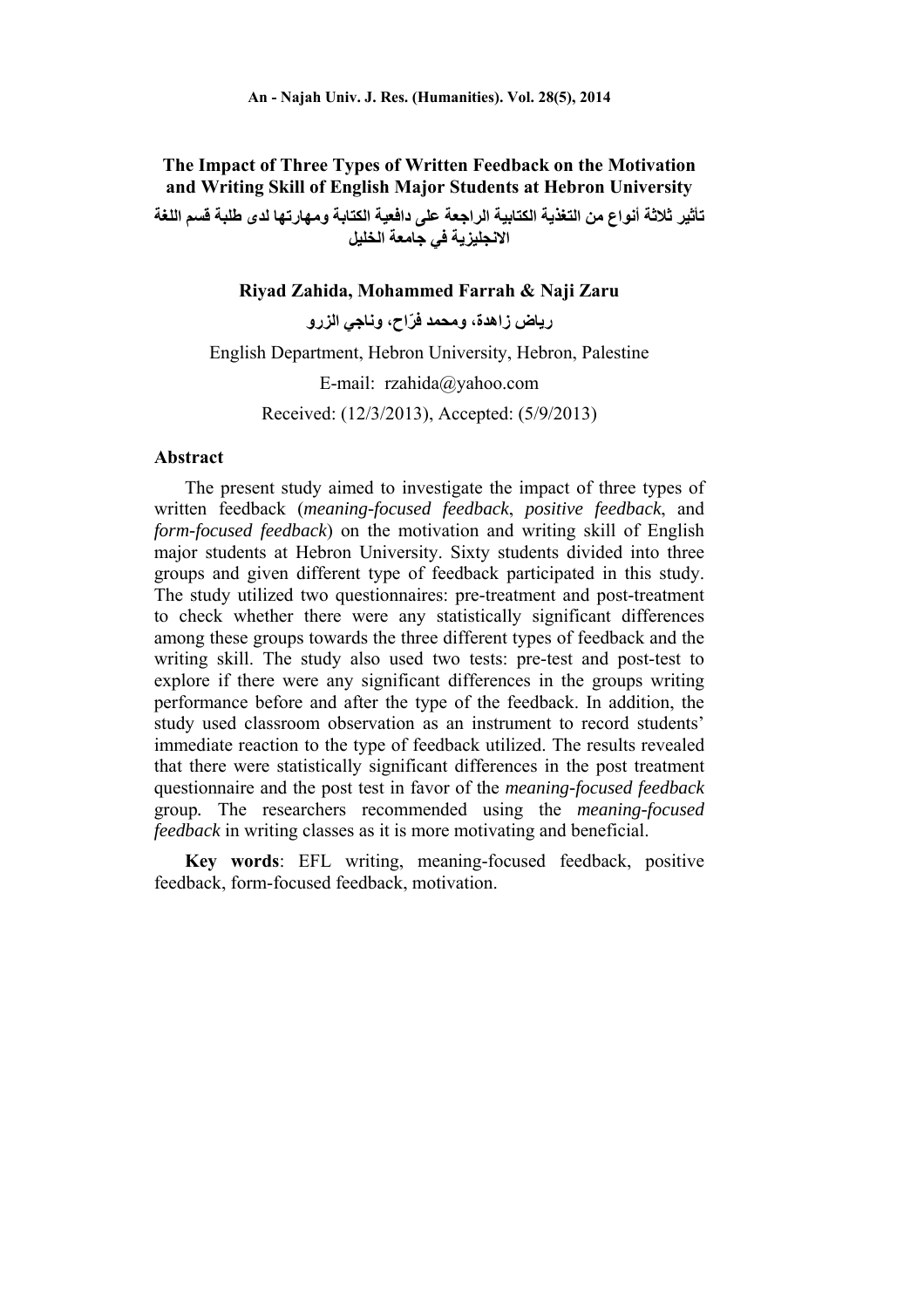# The Impact of Three Types of Written Feedback on the Motivation and Writing Skill of English Major Students at Hebron University

# تأثير ثلاثة أنواع من التغذية الكتابية الراجعة على دافعية الكتابة ومهارتها لدى طلبة قسم اللغة الانجليزية في جامعة الخليل

**Riyad Zahida, Mohammed Farrah & Naji Zaru**

**رياض زاهدة، ومحمد فرّاح، وناجي الزرو**

English Department, Hebron University, Hebron, Palestine

E-mail: rzahida@yahoo.com

Received: (12/3/2013), Accepted: (5/9/2013)

## Abstract

The present study aimed to investigate the impact of three types of written feedback (*meaning-focused feedback*, *positive feedback*, and *form-focused feedback*) on the motivation and writing skill of English major students at Hebron University. Sixty students divided into three groups and given different type of feedback participated in this study. The study utilized two questionnaires: pre-treatment and post-treatment to check whether there were any statistically significant differences among these groups towards the three different types of feedback and the writing skill. The study also used two tests: pre-test and post-test to explore if there were any significant differences in the groups writing performance before and after the type of the feedback. In addition, the study used classroom observation as an instrument to record students' immediate reaction to the type of feedback utilized. The results revealed that there were statistically significant differences in the post treatment questionnaire and the post test in favor of the *meaning-focused feedback* group. The researchers recommended using the *meaning-focused feedback* in writing classes as it is more motivating and beneficial.

**Key words**: EFL writing, meaning-focused feedback, positive feedback, form-focused feedback, motivation.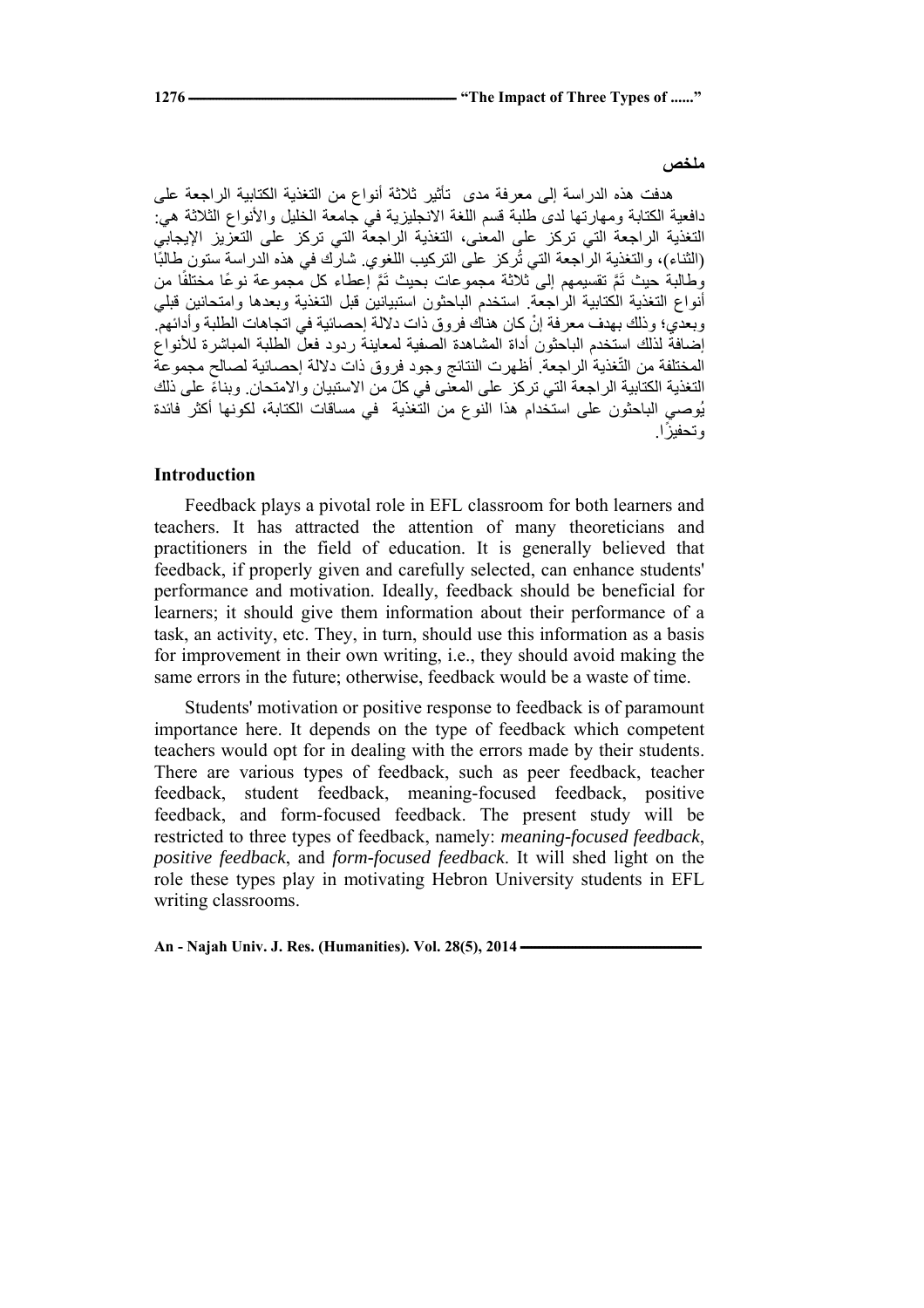## ملخص

هدفت هذه الدراسة إلى معرفة مدى تأثير ثلاثة أنواع من التغذية الكتابية الراجعة على دافعية الكتابة ومهارتها لدى طلبة قسم اللغة الانجليزية في جامعة الخليل والأنواع الثلاثة هي: التغذية الراجعة التي تركز على المعنى، التغذية الراجعة التي تركز على التعزيز الإيجابي (الثناء)، والتغذية الراجعة التي تُركز على التركيب اللغوي. شارك في هذه الدراسة ستون طالبًا وطالبة حيث تَمَّ تقسيمهم إلى ثلاثة مجموعات بحيث تَمَّ إعطاء كل مجموعة نوعًا مختلفًا من أنواع التغذية الكتابية الراجعة. استخدم الباحثون استبيانين قبل التغذية وبعدها وامتحانين قبلي وبعدي؛ وذلك بهدف معرفة إنْ كان هناك فروق ذات دلالة إحصائية في اتجاهات الطلبة وأدائهم. إضافة لذلك استخدم الباحثون أداة المشاهدة الصفية لمعاينة ردود فعل الطلبة المباشرة للأنواع المختلفة من التّغذية الراجعة. أظهرت النتائج وجود فروق ذات دلالة إحصائية لصالح مجموعة التغذية الكتابية الراجعة التي تركز على المعنى في كلّ من الاستبيان والامتحان. وبناءً على ذلك يُوصي الباحثون على استخدام هذا النوع من التغذية في مساقات الكتابة، لكونها أكثر فائدة وتحفيزًا.

## Introduction

Feedback plays a pivotal role in EFL classroom for both learners and teachers. It has attracted the attention of many theoreticians and practitioners in the field of education. It is generally believed that feedback, if properly given and carefully selected, can enhance students' performance and motivation. Ideally, feedback should be beneficial for learners; it should give them information about their performance of a task, an activity, etc. They, in turn, should use this information as a basis for improvement in their own writing, i.e., they should avoid making the same errors in the future; otherwise, feedback would be a waste of time.

Students' motivation or positive response to feedback is of paramount importance here. It depends on the type of feedback which competent teachers would opt for in dealing with the errors made by their students. There are various types of feedback, such as peer feedback, teacher feedback, student feedback, meaning-focused feedback, positive feedback, and form-focused feedback. The present study will be restricted to three types of feedback, namely: *meaning-focused feedback*, *positive feedback*, and *form-focused feedback*. It will shed light on the role these types play in motivating Hebron University students in EFL writing classrooms.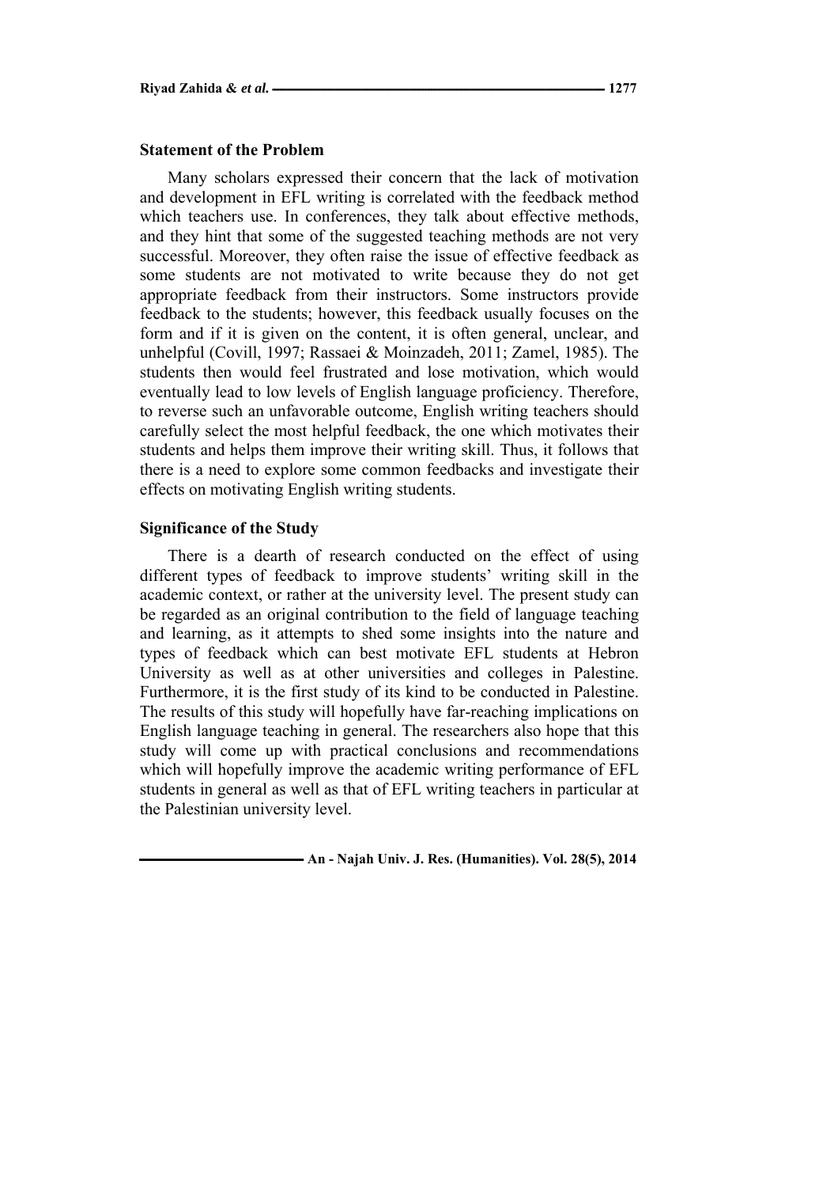### Statement of the Problem

Many scholars expressed their concern that the lack of motivation and development in EFL writing is correlated with the feedback method which teachers use. In conferences, they talk about effective methods, and they hint that some of the suggested teaching methods are not very successful. Moreover, they often raise the issue of effective feedback as some students are not motivated to write because they do not get appropriate feedback from their instructors. Some instructors provide feedback to the students; however, this feedback usually focuses on the form and if it is given on the content, it is often general, unclear, and unhelpful (Covill, 1997; Rassaei & Moinzadeh, 2011; Zamel, 1985). The students then would feel frustrated and lose motivation, which would eventually lead to low levels of English language proficiency. Therefore, to reverse such an unfavorable outcome, English writing teachers should carefully select the most helpful feedback, the one which motivates their students and helps them improve their writing skill. Thus, it follows that there is a need to explore some common feedbacks and investigate their effects on motivating English writing students.

### Significance of the Study

There is a dearth of research conducted on the effect of using different types of feedback to improve students' writing skill in the academic context, or rather at the university level. The present study can be regarded as an original contribution to the field of language teaching and learning, as it attempts to shed some insights into the nature and types of feedback which can best motivate EFL students at Hebron University as well as at other universities and colleges in Palestine. Furthermore, it is the first study of its kind to be conducted in Palestine. The results of this study will hopefully have far-reaching implications on English language teaching in general. The researchers also hope that this study will come up with practical conclusions and recommendations which will hopefully improve the academic writing performance of EFL students in general as well as that of EFL writing teachers in particular at the Palestinian university level.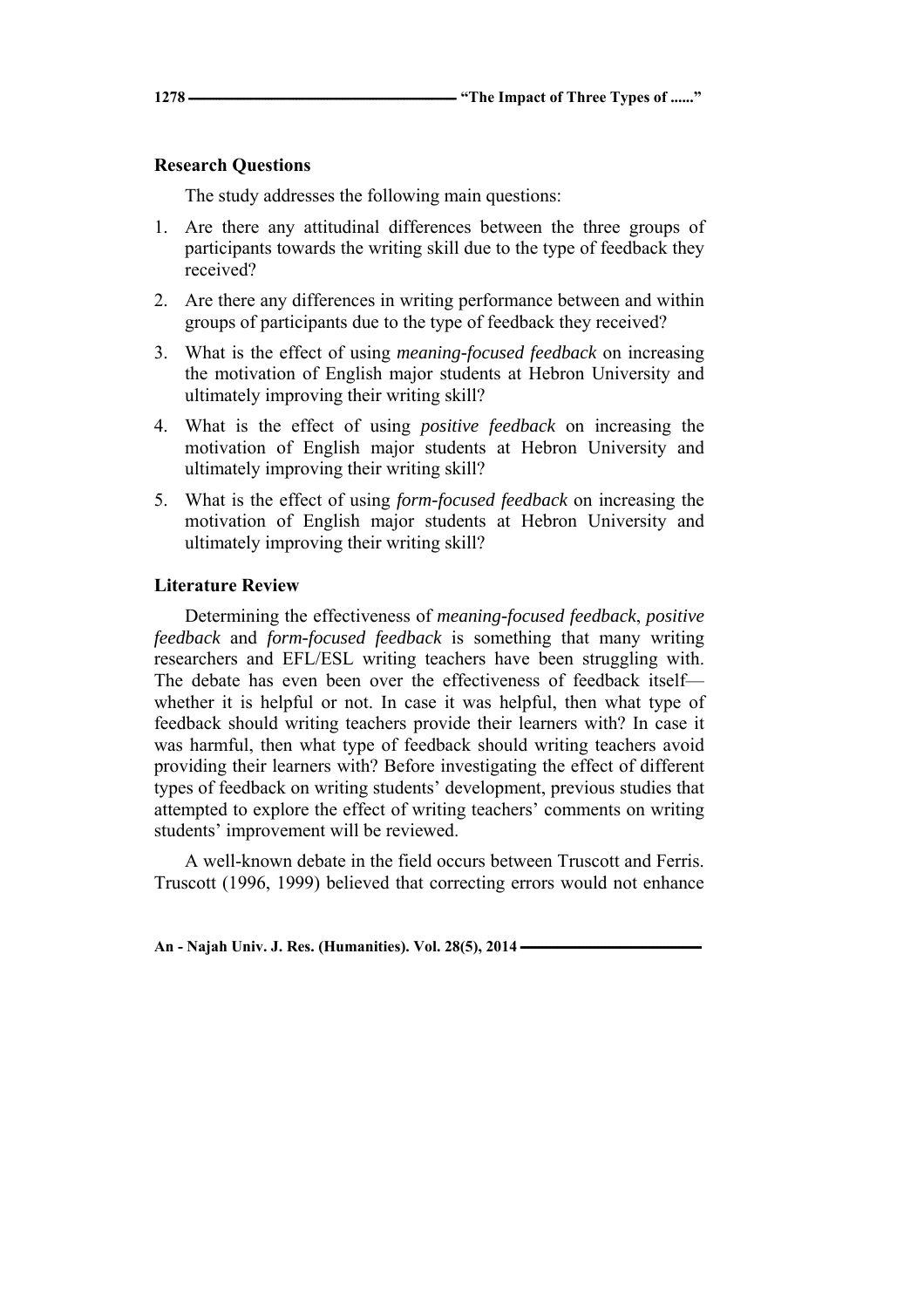## Research Questions

The study addresses the following main questions:

1. Are there any attitudinal differences between the three groups of participants towards the writing skill due to the type of feedback they received?
2. Are there any differences in writing performance between and within groups of participants due to the type of feedback they received?
3. What is the effect of using *meaning-focused feedback* on increasing the motivation of English major students at Hebron University and ultimately improving their writing skill?
4. What is the effect of using *positive feedback* on increasing the motivation of English major students at Hebron University and ultimately improving their writing skill?
5. What is the effect of using *form-focused feedback* on increasing the motivation of English major students at Hebron University and ultimately improving their writing skill?

## Literature Review

Determining the effectiveness of *meaning-focused feedback*, *positive feedback* and *form-focused feedback* is something that many writing researchers and EFL/ESL writing teachers have been struggling with. The debate has even been over the effectiveness of feedback itself—whether it is helpful or not. In case it was helpful, then what type of feedback should writing teachers provide their learners with? In case it was harmful, then what type of feedback should writing teachers avoid providing their learners with? Before investigating the effect of different types of feedback on writing students' development, previous studies that attempted to explore the effect of writing teachers' comments on writing students' improvement will be reviewed.

A well-known debate in the field occurs between Truscott and Ferris. Truscott (1996, 1999) believed that correcting errors would not enhance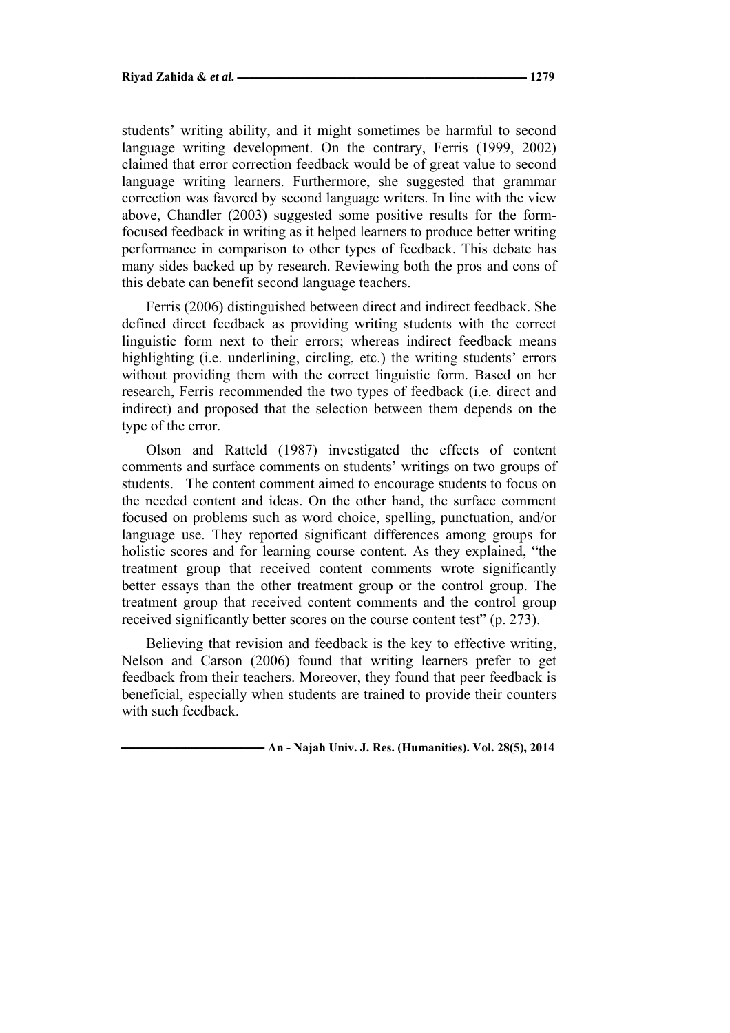students' writing ability, and it might sometimes be harmful to second language writing development. On the contrary, Ferris (1999, 2002) claimed that error correction feedback would be of great value to second language writing learners. Furthermore, she suggested that grammar correction was favored by second language writers. In line with the view above, Chandler (2003) suggested some positive results for the form-focused feedback in writing as it helped learners to produce better writing performance in comparison to other types of feedback. This debate has many sides backed up by research. Reviewing both the pros and cons of this debate can benefit second language teachers.

Ferris (2006) distinguished between direct and indirect feedback. She defined direct feedback as providing writing students with the correct linguistic form next to their errors; whereas indirect feedback means highlighting (i.e. underlining, circling, etc.) the writing students' errors without providing them with the correct linguistic form. Based on her research, Ferris recommended the two types of feedback (i.e. direct and indirect) and proposed that the selection between them depends on the type of the error.

Olson and Ratteld (1987) investigated the effects of content comments and surface comments on students' writings on two groups of students. The content comment aimed to encourage students to focus on the needed content and ideas. On the other hand, the surface comment focused on problems such as word choice, spelling, punctuation, and/or language use. They reported significant differences among groups for holistic scores and for learning course content. As they explained, "the treatment group that received content comments wrote significantly better essays than the other treatment group or the control group. The treatment group that received content comments and the control group received significantly better scores on the course content test" (p. 273).

Believing that revision and feedback is the key to effective writing, Nelson and Carson (2006) found that writing learners prefer to get feedback from their teachers. Moreover, they found that peer feedback is beneficial, especially when students are trained to provide their counters with such feedback.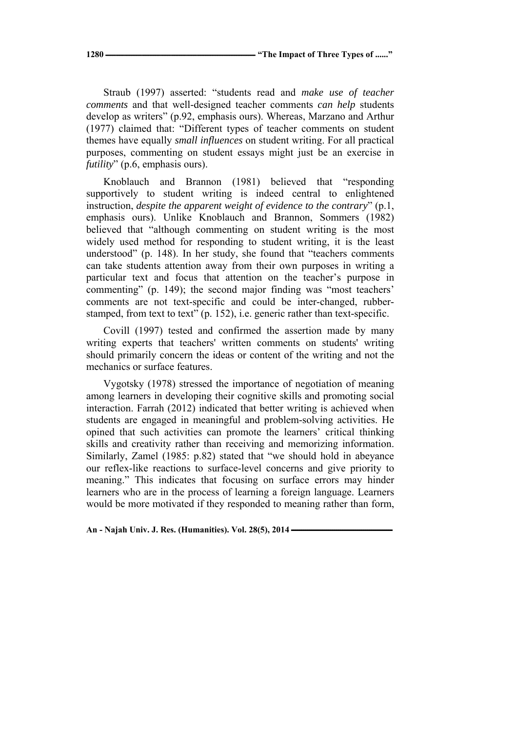Straub (1997) asserted: "students read and *make use of teacher comments* and that well-designed teacher comments *can help* students develop as writers" (p.92, emphasis ours). Whereas, Marzano and Arthur (1977) claimed that: "Different types of teacher comments on student themes have equally *small influences* on student writing. For all practical purposes, commenting on student essays might just be an exercise in *futility*" (p.6, emphasis ours).

Knoblauch and Brannon (1981) believed that "responding supportively to student writing is indeed central to enlightened instruction, *despite the apparent weight of evidence to the contrary*" (p.1, emphasis ours). Unlike Knoblauch and Brannon, Sommers (1982) believed that "although commenting on student writing is the most widely used method for responding to student writing, it is the least understood" (p. 148). In her study, she found that "teachers comments can take students attention away from their own purposes in writing a particular text and focus that attention on the teacher's purpose in commenting" (p. 149); the second major finding was "most teachers' comments are not text-specific and could be inter-changed, rubber-stamped, from text to text" (p. 152), i.e. generic rather than text-specific.

Covill (1997) tested and confirmed the assertion made by many writing experts that teachers' written comments on students' writing should primarily concern the ideas or content of the writing and not the mechanics or surface features.

Vygotsky (1978) stressed the importance of negotiation of meaning among learners in developing their cognitive skills and promoting social interaction. Farrah (2012) indicated that better writing is achieved when students are engaged in meaningful and problem-solving activities. He opined that such activities can promote the learners' critical thinking skills and creativity rather than receiving and memorizing information. Similarly, Zamel (1985: p.82) stated that "we should hold in abeyance our reflex-like reactions to surface-level concerns and give priority to meaning." This indicates that focusing on surface errors may hinder learners who are in the process of learning a foreign language. Learners would be more motivated if they responded to meaning rather than form,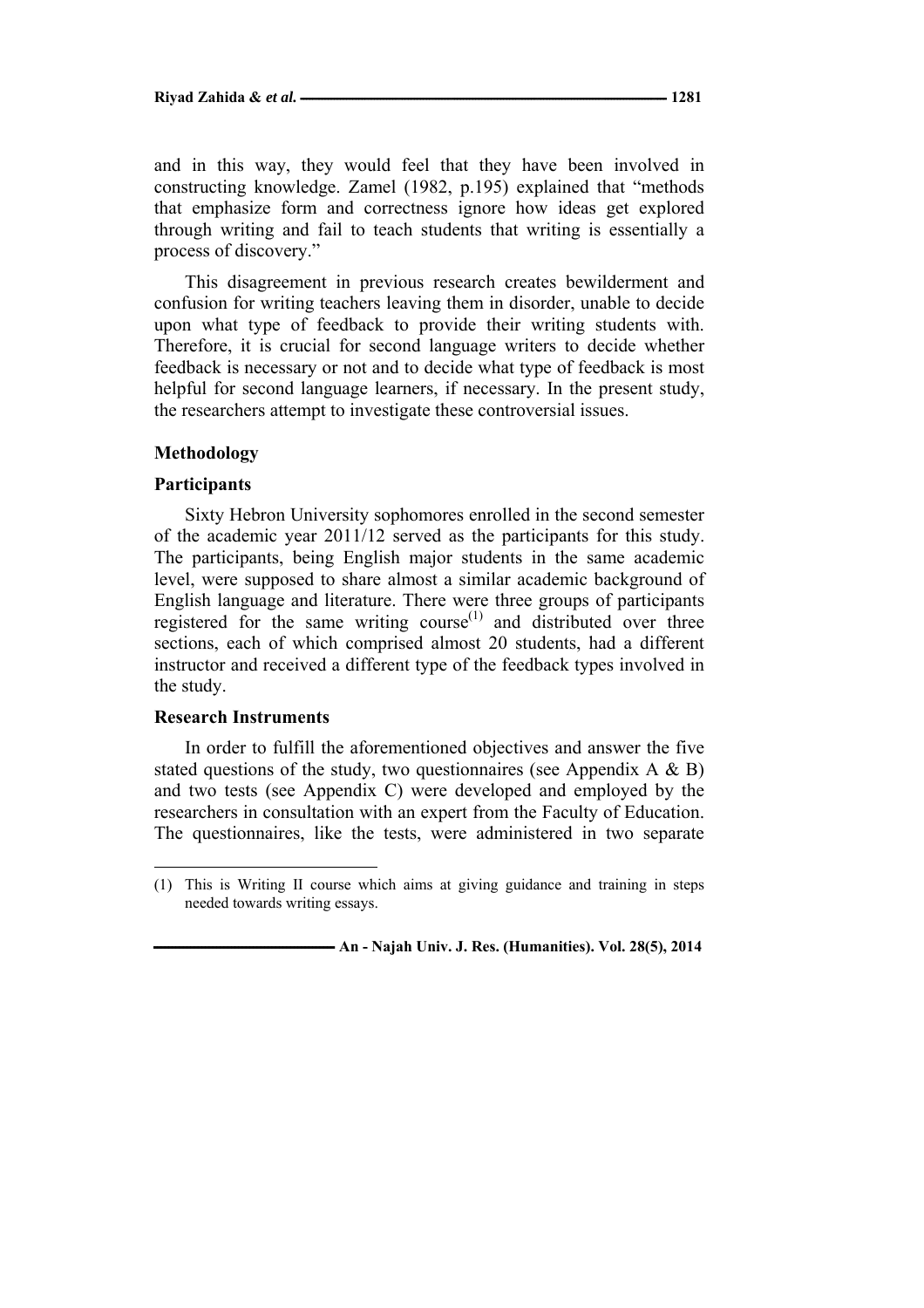and in this way, they would feel that they have been involved in constructing knowledge. Zamel (1982, p.195) explained that "methods that emphasize form and correctness ignore how ideas get explored through writing and fail to teach students that writing is essentially a process of discovery."

This disagreement in previous research creates bewilderment and confusion for writing teachers leaving them in disorder, unable to decide upon what type of feedback to provide their writing students with. Therefore, it is crucial for second language writers to decide whether feedback is necessary or not and to decide what type of feedback is most helpful for second language learners, if necessary. In the present study, the researchers attempt to investigate these controversial issues.

## Methodology

### Participants

Sixty Hebron University sophomores enrolled in the second semester of the academic year 2011/12 served as the participants for this study. The participants, being English major students in the same academic level, were supposed to share almost a similar academic background of English language and literature. There were three groups of participants registered for the same writing course[1] and distributed over three sections, each of which comprised almost 20 students, had a different instructor and received a different type of the feedback types involved in the study.

### Research Instruments

In order to fulfill the aforementioned objectives and answer the five stated questions of the study, two questionnaires (see Appendix A & B) and two tests (see Appendix C) were developed and employed by the researchers in consultation with an expert from the Faculty of Education. The questionnaires, like the tests, were administered in two separate

(1) This is Writing II course which aims at giving guidance and training in steps needed towards writing essays.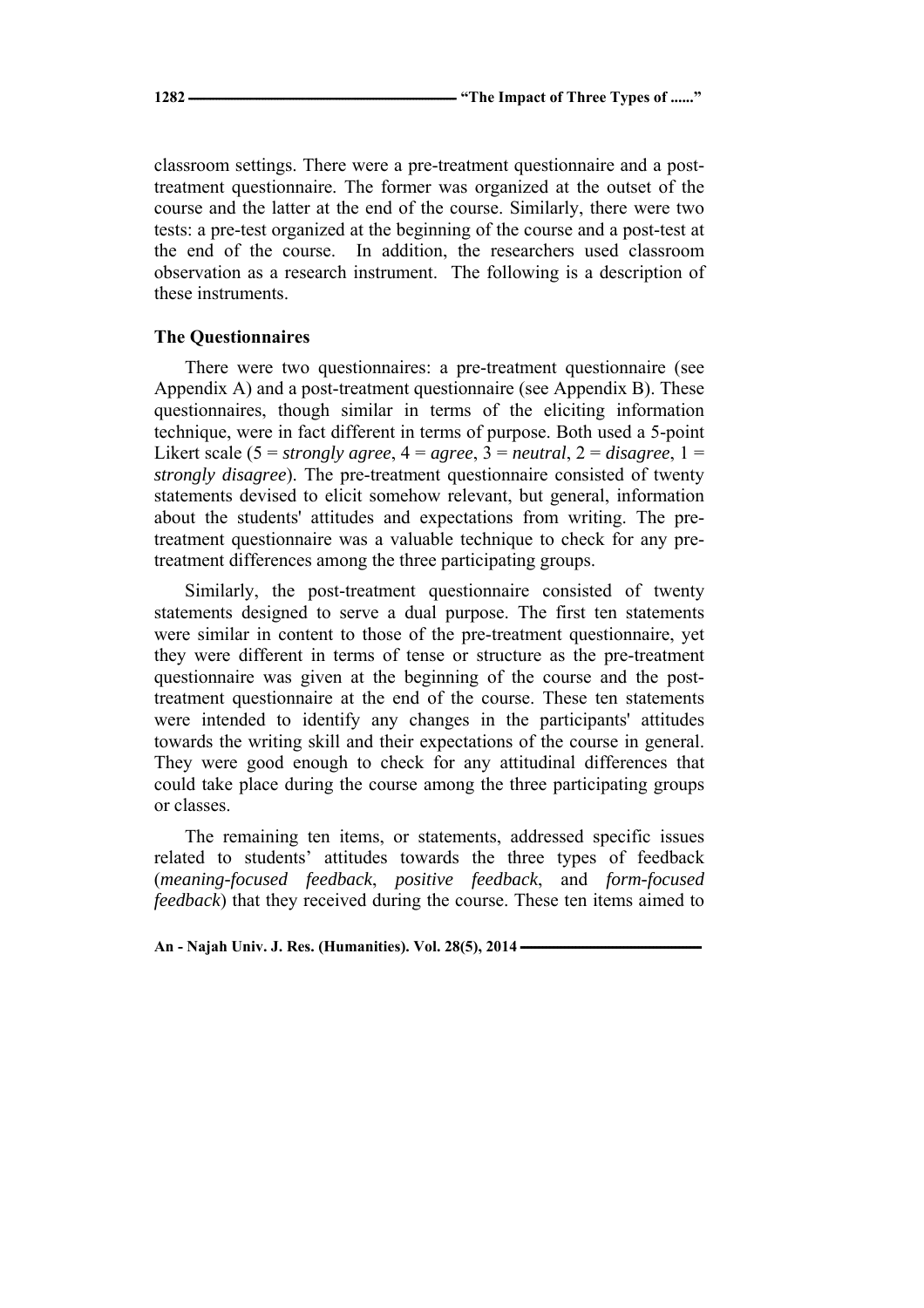classroom settings. There were a pre-treatment questionnaire and a post-treatment questionnaire. The former was organized at the outset of the course and the latter at the end of the course. Similarly, there were two tests: a pre-test organized at the beginning of the course and a post-test at the end of the course. In addition, the researchers used classroom observation as a research instrument. The following is a description of these instruments.

### The Questionnaires

There were two questionnaires: a pre-treatment questionnaire (see Appendix A) and a post-treatment questionnaire (see Appendix B). These questionnaires, though similar in terms of the eliciting information technique, were in fact different in terms of purpose. Both used a 5-point Likert scale (5 = *strongly agree*, 4 = *agree*, 3 = *neutral*, 2 = *disagree*, 1 = *strongly disagree*). The pre-treatment questionnaire consisted of twenty statements devised to elicit somehow relevant, but general, information about the students' attitudes and expectations from writing. The pre-treatment questionnaire was a valuable technique to check for any pre-treatment differences among the three participating groups.

Similarly, the post-treatment questionnaire consisted of twenty statements designed to serve a dual purpose. The first ten statements were similar in content to those of the pre-treatment questionnaire, yet they were different in terms of tense or structure as the pre-treatment questionnaire was given at the beginning of the course and the post-treatment questionnaire at the end of the course. These ten statements were intended to identify any changes in the participants' attitudes towards the writing skill and their expectations of the course in general. They were good enough to check for any attitudinal differences that could take place during the course among the three participating groups or classes.

The remaining ten items, or statements, addressed specific issues related to students' attitudes towards the three types of feedback (*meaning-focused feedback*, *positive feedback*, and *form-focused feedback*) that they received during the course. These ten items aimed to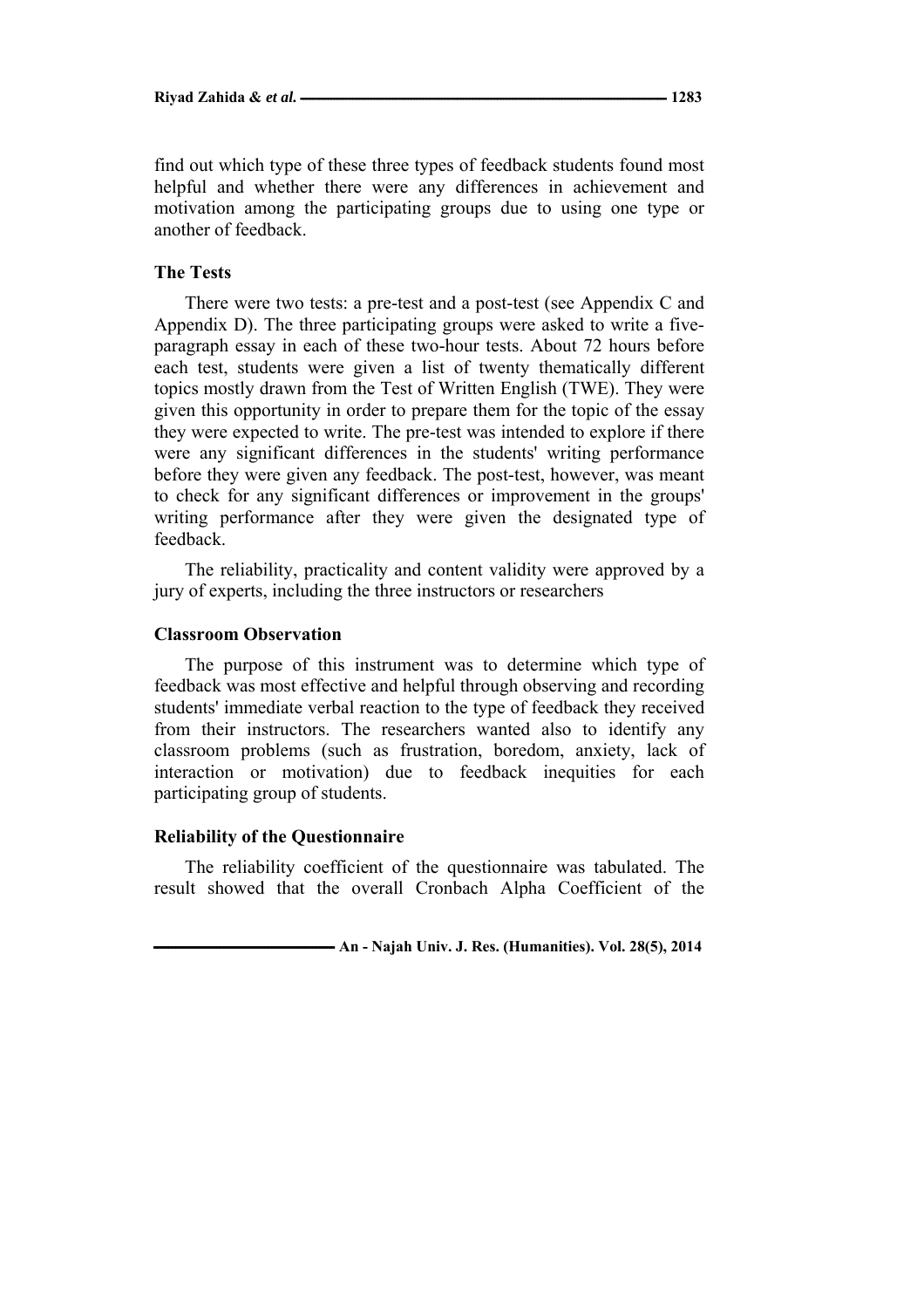find out which type of these three types of feedback students found most helpful and whether there were any differences in achievement and motivation among the participating groups due to using one type or another of feedback.

### The Tests

There were two tests: a pre-test and a post-test (see Appendix C and Appendix D). The three participating groups were asked to write a five-paragraph essay in each of these two-hour tests. About 72 hours before each test, students were given a list of twenty thematically different topics mostly drawn from the Test of Written English (TWE). They were given this opportunity in order to prepare them for the topic of the essay they were expected to write. The pre-test was intended to explore if there were any significant differences in the students' writing performance before they were given any feedback. The post-test, however, was meant to check for any significant differences or improvement in the groups' writing performance after they were given the designated type of feedback.

The reliability, practicality and content validity were approved by a jury of experts, including the three instructors or researchers

### Classroom Observation

The purpose of this instrument was to determine which type of feedback was most effective and helpful through observing and recording students' immediate verbal reaction to the type of feedback they received from their instructors. The researchers wanted also to identify any classroom problems (such as frustration, boredom, anxiety, lack of interaction or motivation) due to feedback inequities for each participating group of students.

### Reliability of the Questionnaire

The reliability coefficient of the questionnaire was tabulated. The result showed that the overall Cronbach Alpha Coefficient of the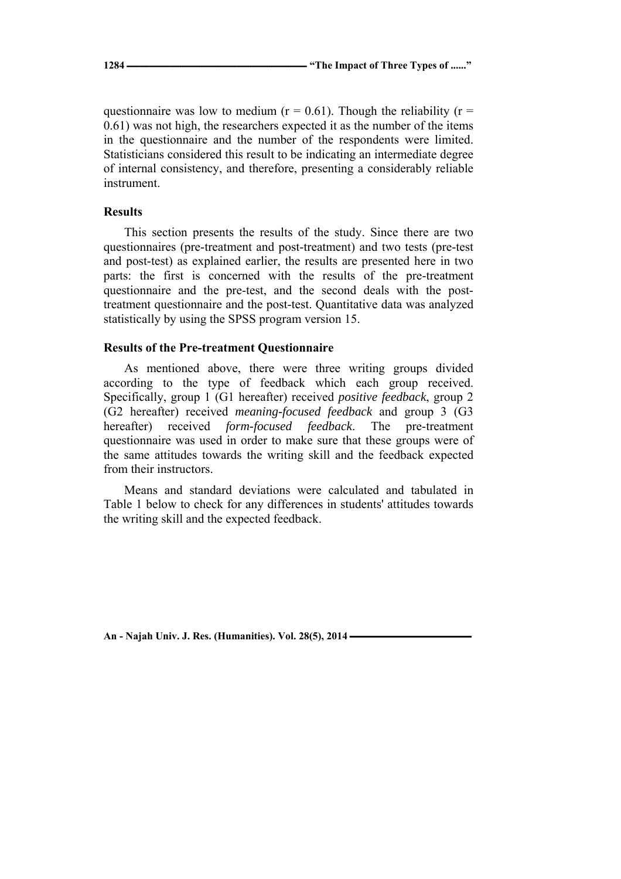questionnaire was low to medium (r = 0.61). Though the reliability (r = 0.61) was not high, the researchers expected it as the number of the items in the questionnaire and the number of the respondents were limited. Statisticians considered this result to be indicating an intermediate degree of internal consistency, and therefore, presenting a considerably reliable instrument.

## Results

This section presents the results of the study. Since there are two questionnaires (pre-treatment and post-treatment) and two tests (pre-test and post-test) as explained earlier, the results are presented here in two parts: the first is concerned with the results of the pre-treatment questionnaire and the pre-test, and the second deals with the post-treatment questionnaire and the post-test. Quantitative data was analyzed statistically by using the SPSS program version 15.

### Results of the Pre-treatment Questionnaire

As mentioned above, there were three writing groups divided according to the type of feedback which each group received. Specifically, group 1 (G1 hereafter) received *positive feedback*, group 2 (G2 hereafter) received *meaning-focused feedback* and group 3 (G3 hereafter) received *form-focused feedback*. The pre-treatment questionnaire was used in order to make sure that these groups were of the same attitudes towards the writing skill and the feedback expected from their instructors.

Means and standard deviations were calculated and tabulated in Table 1 below to check for any differences in students' attitudes towards the writing skill and the expected feedback.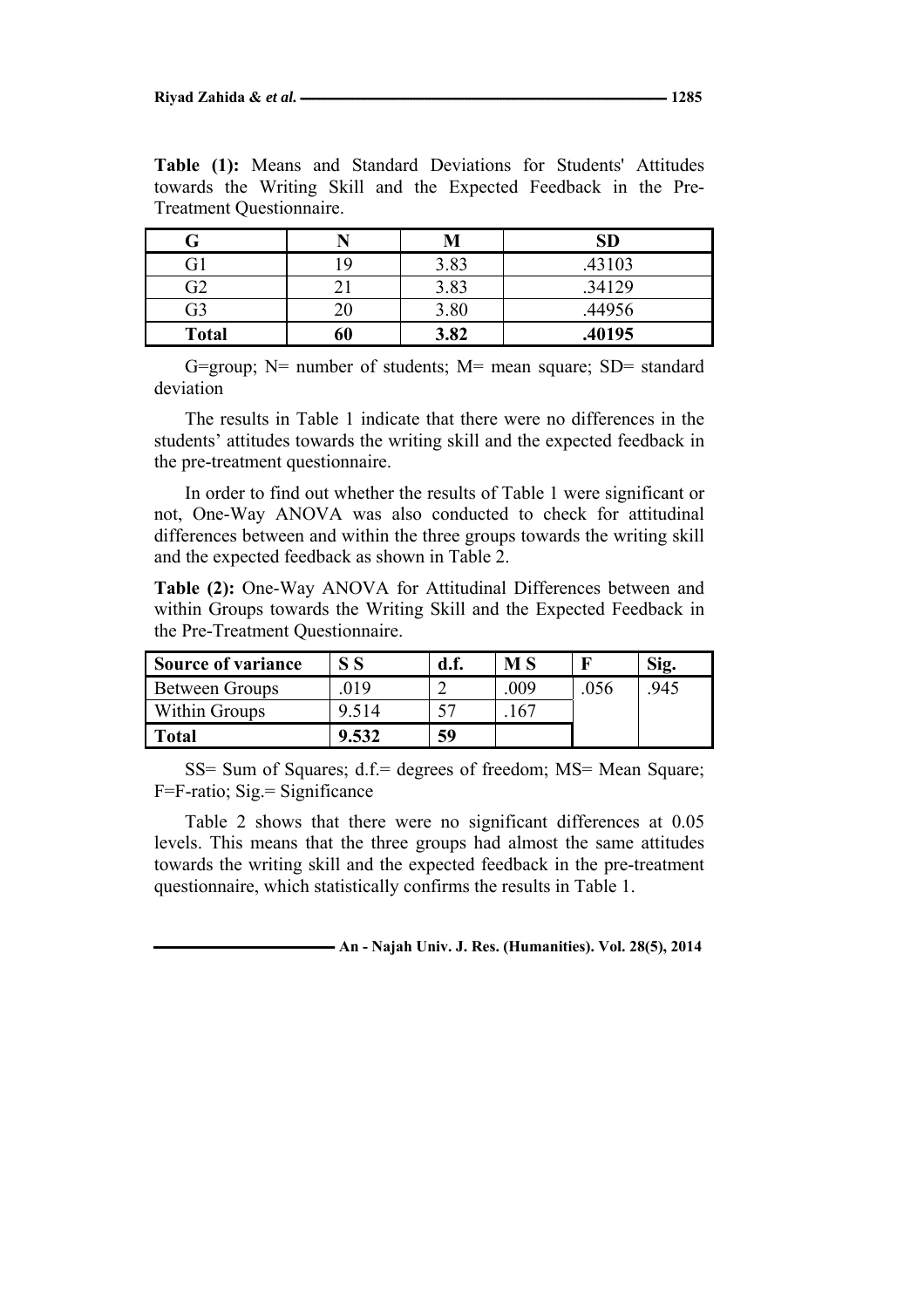**Table (1):** Means and Standard Deviations for Students' Attitudes towards the Writing Skill and the Expected Feedback in the Pre-Treatment Questionnaire.

| G | N | M | SD |
|---|---|---|---|
| G1 | 19 | 3.83 | .43103 |
| G2 | 21 | 3.83 | .34129 |
| G3 | 20 | 3.80 | .44956 |
| **Total** | **60** | **3.82** | **.40195** |

G=group; N= number of students; M= mean square; SD= standard deviation

The results in Table 1 indicate that there were no differences in the students' attitudes towards the writing skill and the expected feedback in the pre-treatment questionnaire.

In order to find out whether the results of Table 1 were significant or not, One-Way ANOVA was also conducted to check for attitudinal differences between and within the three groups towards the writing skill and the expected feedback as shown in Table 2.

**Table (2):** One-Way ANOVA for Attitudinal Differences between and within Groups towards the Writing Skill and the Expected Feedback in the Pre-Treatment Questionnaire.

| Source of variance | S S | d.f. | M S | F | Sig. |
|---|---|---|---|---|---|
| Between Groups | .019 | 2 | .009 | .056 | .945 |
| Within Groups | 9.514 | 57 | .167 | | |
| **Total** | **9.532** | **59** | | | |

SS= Sum of Squares; d.f.= degrees of freedom; MS= Mean Square; F=F-ratio; Sig.= Significance

Table 2 shows that there were no significant differences at 0.05 levels. This means that the three groups had almost the same attitudes towards the writing skill and the expected feedback in the pre-treatment questionnaire, which statistically confirms the results in Table 1.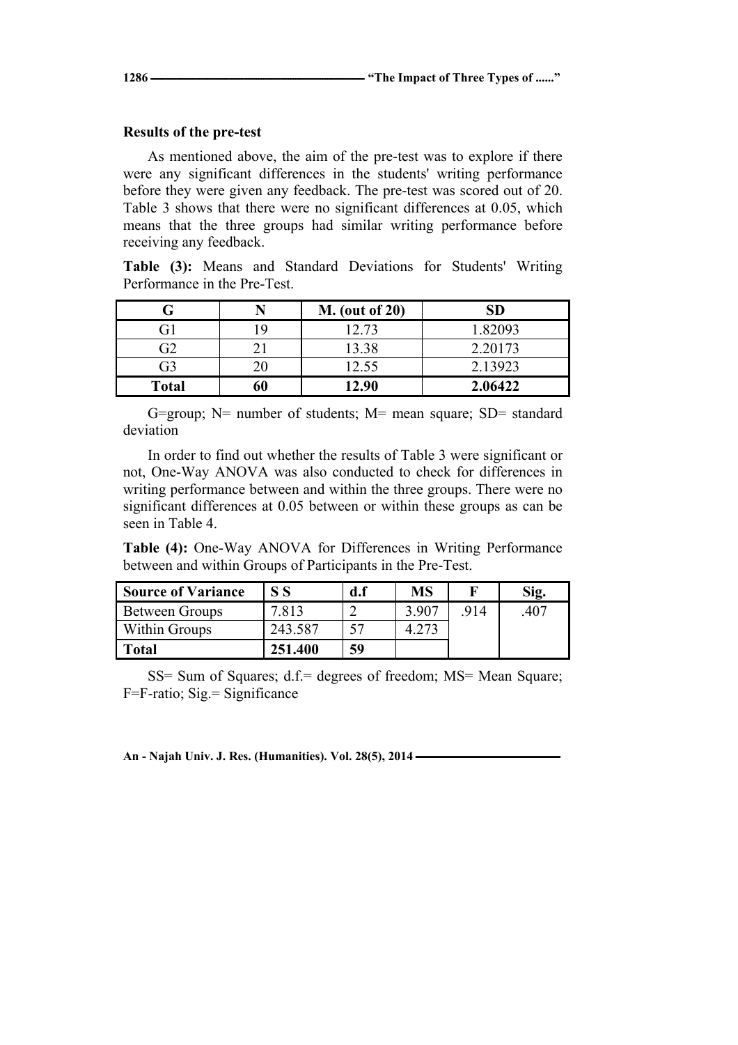### Results of the pre-test

As mentioned above, the aim of the pre-test was to explore if there were any significant differences in the students' writing performance before they were given any feedback. The pre-test was scored out of 20. Table 3 shows that there were no significant differences at 0.05, which means that the three groups had similar writing performance before receiving any feedback.

**Table (3):** Means and Standard Deviations for Students' Writing Performance in the Pre-Test.

| G | N | M. (out of 20) | SD |
|---|---|---|---|
| G1 | 19 | 12.73 | 1.82093 |
| G2 | 21 | 13.38 | 2.20173 |
| G3 | 20 | 12.55 | 2.13923 |
| **Total** | **60** | **12.90** | **2.06422** |

G=group; N= number of students; M= mean square; SD= standard deviation

In order to find out whether the results of Table 3 were significant or not, One-Way ANOVA was also conducted to check for differences in writing performance between and within the three groups. There were no significant differences at 0.05 between or within these groups as can be seen in Table 4.

**Table (4):** One-Way ANOVA for Differences in Writing Performance between and within Groups of Participants in the Pre-Test.

| Source of Variance | S S | d.f | MS | F | Sig. |
|---|---|---|---|---|---|
| Between Groups | 7.813 | 2 | 3.907 | .914 | .407 |
| Within Groups | 243.587 | 57 | 4.273 | | |
| **Total** | **251.400** | **59** | | | |

SS= Sum of Squares; d.f.= degrees of freedom; MS= Mean Square; F=F-ratio; Sig.= Significance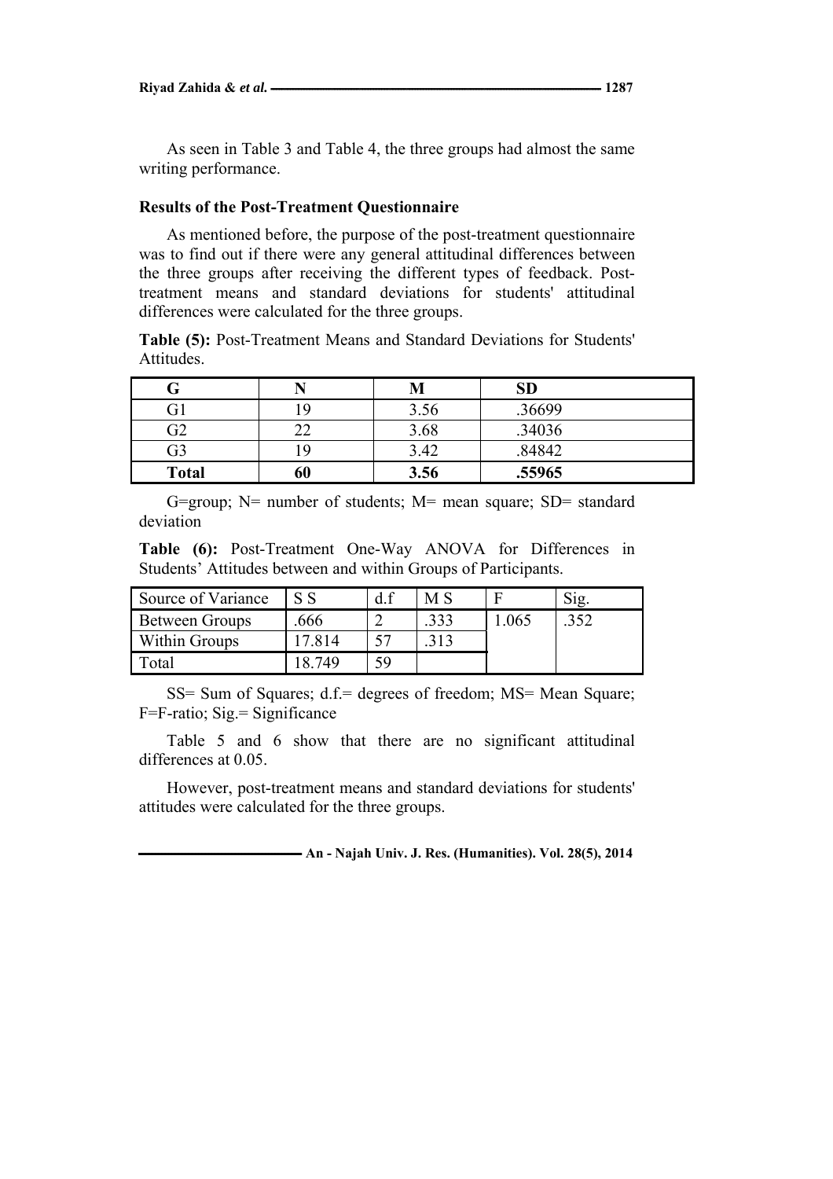As seen in Table 3 and Table 4, the three groups had almost the same writing performance.

### Results of the Post-Treatment Questionnaire

As mentioned before, the purpose of the post-treatment questionnaire was to find out if there were any general attitudinal differences between the three groups after receiving the different types of feedback. Post-treatment means and standard deviations for students' attitudinal differences were calculated for the three groups.

**Table (5):** Post-Treatment Means and Standard Deviations for Students' Attitudes.

| G | N | M | SD |
|---|---|---|---|
| G1 | 19 | 3.56 | .36699 |
| G2 | 22 | 3.68 | .34036 |
| G3 | 19 | 3.42 | .84842 |
| **Total** | **60** | **3.56** | **.55965** |

G=group; N= number of students; M= mean square; SD= standard deviation

**Table (6):** Post-Treatment One-Way ANOVA for Differences in Students' Attitudes between and within Groups of Participants.

| Source of Variance | S S | d.f | M S | F | Sig. |
|---|---|---|---|---|---|
| Between Groups | .666 | 2 | .333 | 1.065 | .352 |
| Within Groups | 17.814 | 57 | .313 | | |
| Total | 18.749 | 59 | | | |

SS= Sum of Squares; d.f.= degrees of freedom; MS= Mean Square; F=F-ratio; Sig.= Significance

Table 5 and 6 show that there are no significant attitudinal differences at 0.05.

However, post-treatment means and standard deviations for students' attitudes were calculated for the three groups.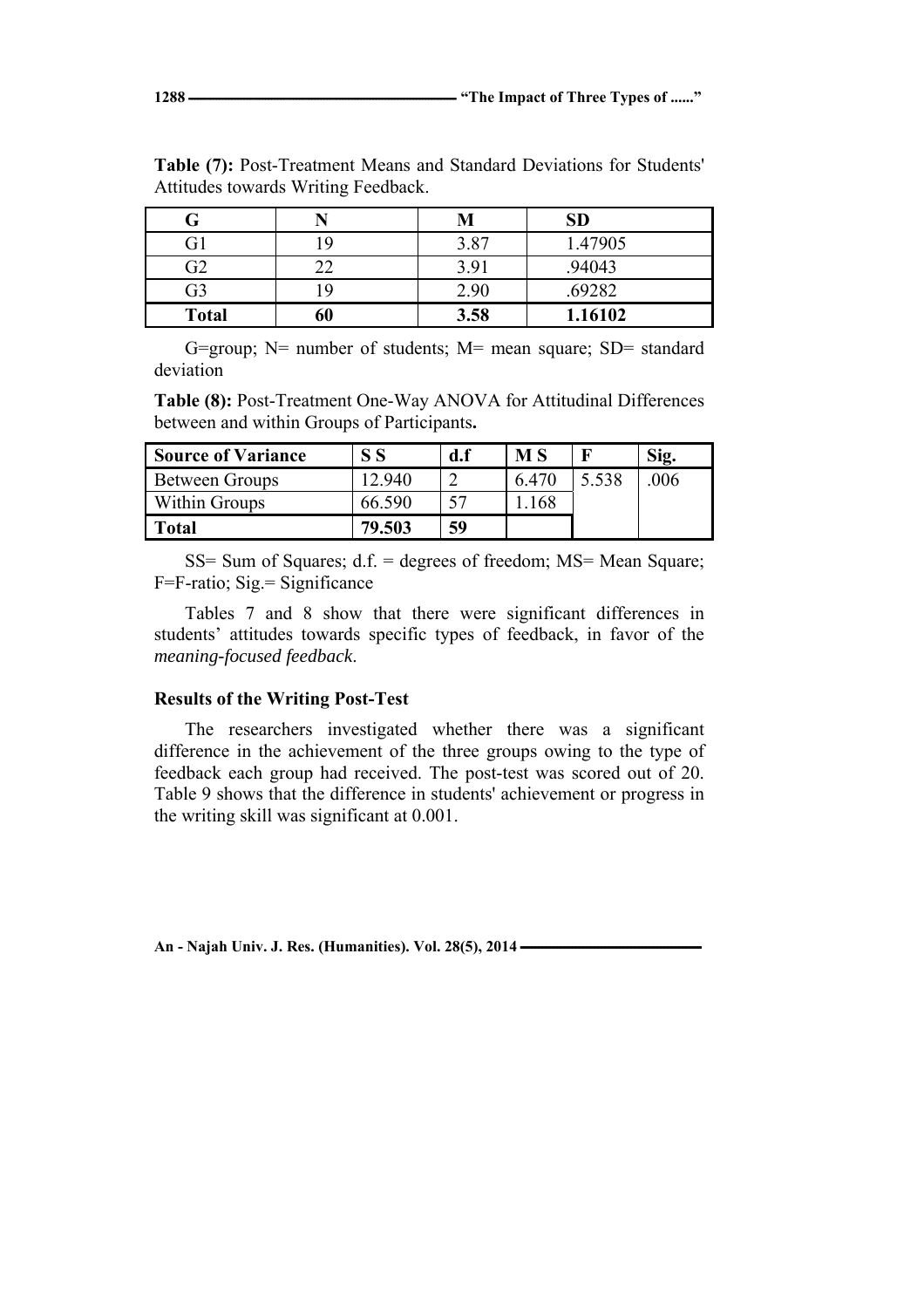**Table (7):** Post-Treatment Means and Standard Deviations for Students' Attitudes towards Writing Feedback.

| G | N | M | SD |
|---|---|---|---|
| G1 | 19 | 3.87 | 1.47905 |
| G2 | 22 | 3.91 | .94043 |
| G3 | 19 | 2.90 | .69282 |
| **Total** | **60** | **3.58** | **1.16102** |

G=group; N= number of students; M= mean square; SD= standard deviation

**Table (8):** Post-Treatment One-Way ANOVA for Attitudinal Differences between and within Groups of Participants**.**

| Source of Variance | S S | d.f | M S | F | Sig. |
|---|---|---|---|---|---|
| Between Groups | 12.940 | 2 | 6.470 | 5.538 | .006 |
| Within Groups | 66.590 | 57 | 1.168 | | |
| **Total** | **79.503** | **59** | | | |

SS= Sum of Squares; d.f. = degrees of freedom; MS= Mean Square; F=F-ratio; Sig.= Significance

Tables 7 and 8 show that there were significant differences in students' attitudes towards specific types of feedback, in favor of the *meaning-focused feedback*.

### Results of the Writing Post-Test

The researchers investigated whether there was a significant difference in the achievement of the three groups owing to the type of feedback each group had received. The post-test was scored out of 20. Table 9 shows that the difference in students' achievement or progress in the writing skill was significant at 0.001.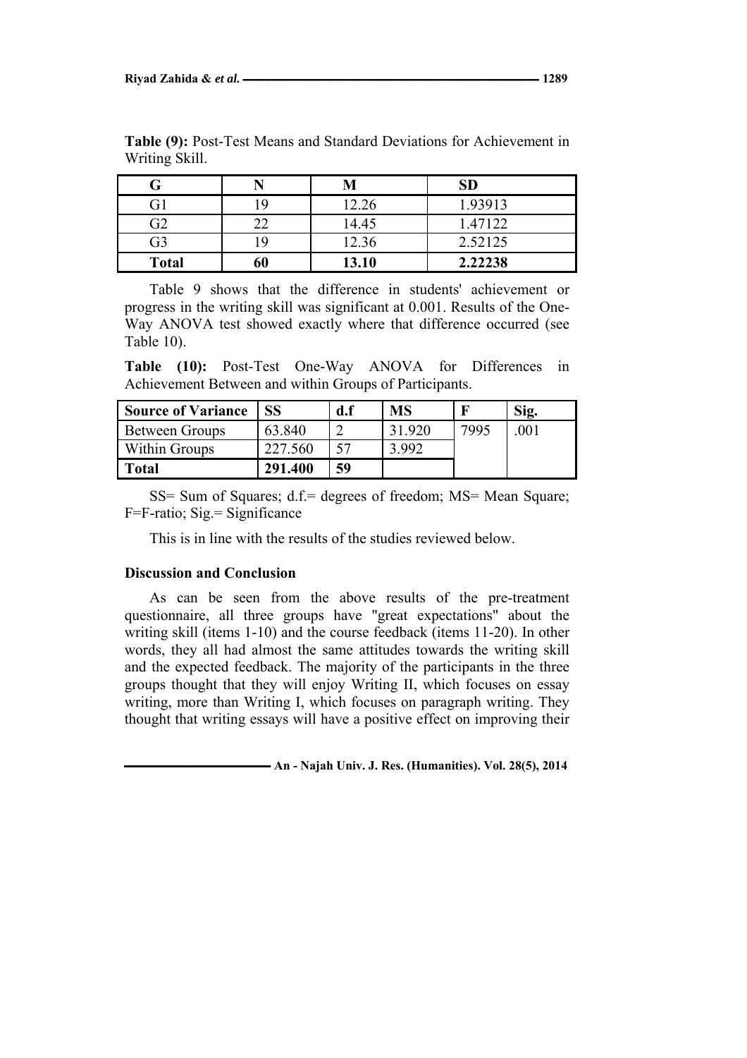**Table (9):** Post-Test Means and Standard Deviations for Achievement in Writing Skill.

| G | N | M | SD |
|---|---|---|---|
| G1 | 19 | 12.26 | 1.93913 |
| G2 | 22 | 14.45 | 1.47122 |
| G3 | 19 | 12.36 | 2.52125 |
| **Total** | **60** | **13.10** | **2.22238** |

Table 9 shows that the difference in students' achievement or progress in the writing skill was significant at 0.001. Results of the One-Way ANOVA test showed exactly where that difference occurred (see Table 10).

**Table (10):** Post-Test One-Way ANOVA for Differences in Achievement Between and within Groups of Participants.

| Source of Variance | SS | d.f | MS | F | Sig. |
|---|---|---|---|---|---|
| Between Groups | 63.840 | 2 | 31.920 | 7995 | .001 |
| Within Groups | 227.560 | 57 | 3.992 | | |
| **Total** | **291.400** | **59** | | | |

SS= Sum of Squares; d.f.= degrees of freedom; MS= Mean Square; F=F-ratio; Sig.= Significance

This is in line with the results of the studies reviewed below.

### Discussion and Conclusion

As can be seen from the above results of the pre-treatment questionnaire, all three groups have "great expectations" about the writing skill (items 1-10) and the course feedback (items 11-20). In other words, they all had almost the same attitudes towards the writing skill and the expected feedback. The majority of the participants in the three groups thought that they will enjoy Writing II, which focuses on essay writing, more than Writing I, which focuses on paragraph writing. They thought that writing essays will have a positive effect on improving their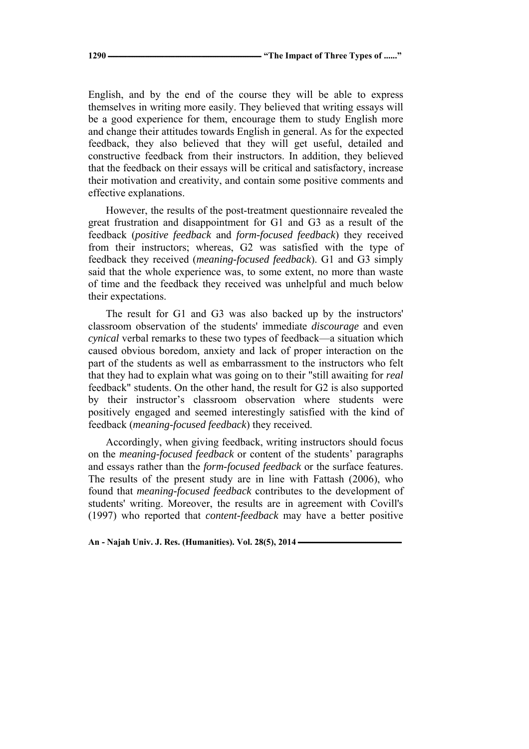English, and by the end of the course they will be able to express themselves in writing more easily. They believed that writing essays will be a good experience for them, encourage them to study English more and change their attitudes towards English in general. As for the expected feedback, they also believed that they will get useful, detailed and constructive feedback from their instructors. In addition, they believed that the feedback on their essays will be critical and satisfactory, increase their motivation and creativity, and contain some positive comments and effective explanations.

However, the results of the post-treatment questionnaire revealed the great frustration and disappointment for G1 and G3 as a result of the feedback (*positive feedback* and *form-focused feedback*) they received from their instructors; whereas, G2 was satisfied with the type of feedback they received (*meaning-focused feedback*). G1 and G3 simply said that the whole experience was, to some extent, no more than waste of time and the feedback they received was unhelpful and much below their expectations.

The result for G1 and G3 was also backed up by the instructors' classroom observation of the students' immediate *discourage* and even *cynical* verbal remarks to these two types of feedback—a situation which caused obvious boredom, anxiety and lack of proper interaction on the part of the students as well as embarrassment to the instructors who felt that they had to explain what was going on to their "still awaiting for *real* feedback" students. On the other hand, the result for G2 is also supported by their instructor's classroom observation where students were positively engaged and seemed interestingly satisfied with the kind of feedback (*meaning-focused feedback*) they received.

Accordingly, when giving feedback, writing instructors should focus on the *meaning-focused feedback* or content of the students' paragraphs and essays rather than the *form-focused feedback* or the surface features. The results of the present study are in line with Fattash (2006), who found that *meaning-focused feedback* contributes to the development of students' writing. Moreover, the results are in agreement with Covill's (1997) who reported that *content-feedback* may have a better positive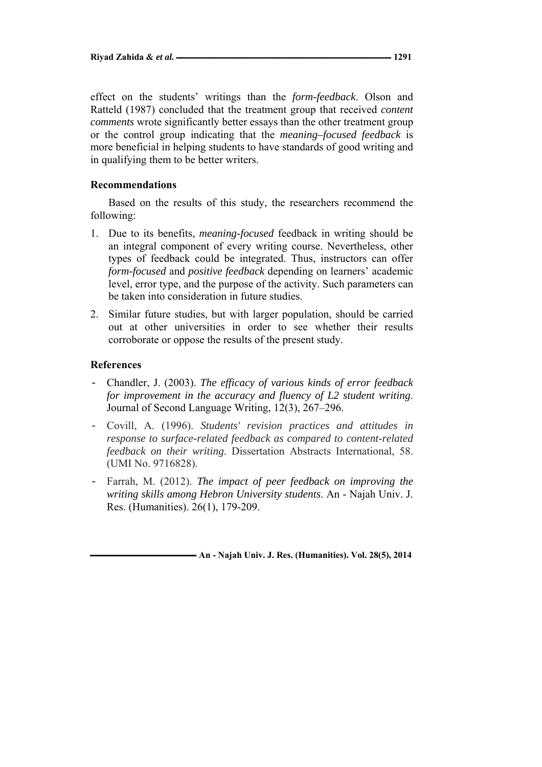effect on the students' writings than the *form-feedback*. Olson and Ratteld (1987) concluded that the treatment group that received *content comments* wrote significantly better essays than the other treatment group or the control group indicating that the *meaning–focused feedback* is more beneficial in helping students to have standards of good writing and in qualifying them to be better writers.

## Recommendations

Based on the results of this study, the researchers recommend the following:

1. Due to its benefits, *meaning-focused* feedback in writing should be an integral component of every writing course. Nevertheless, other types of feedback could be integrated. Thus, instructors can offer *form-focused* and *positive feedback* depending on learners' academic level, error type, and the purpose of the activity. Such parameters can be taken into consideration in future studies.
2. Similar future studies, but with larger population, should be carried out at other universities in order to see whether their results corroborate or oppose the results of the present study.

## References

- Chandler, J. (2003). *The efficacy of various kinds of error feedback for improvement in the accuracy and fluency of L2 student writing*. Journal of Second Language Writing, 12(3), 267–296.
- Covill, A. (1996). *Students' revision practices and attitudes in response to surface-related feedback as compared to content-related feedback on their writing*. Dissertation Abstracts International, 58. (UMI No. 9716828).
- Farrah, M. (2012). *The impact of peer feedback on improving the writing skills among Hebron University students*. An - Najah Univ. J. Res. (Humanities). 26(1), 179-209.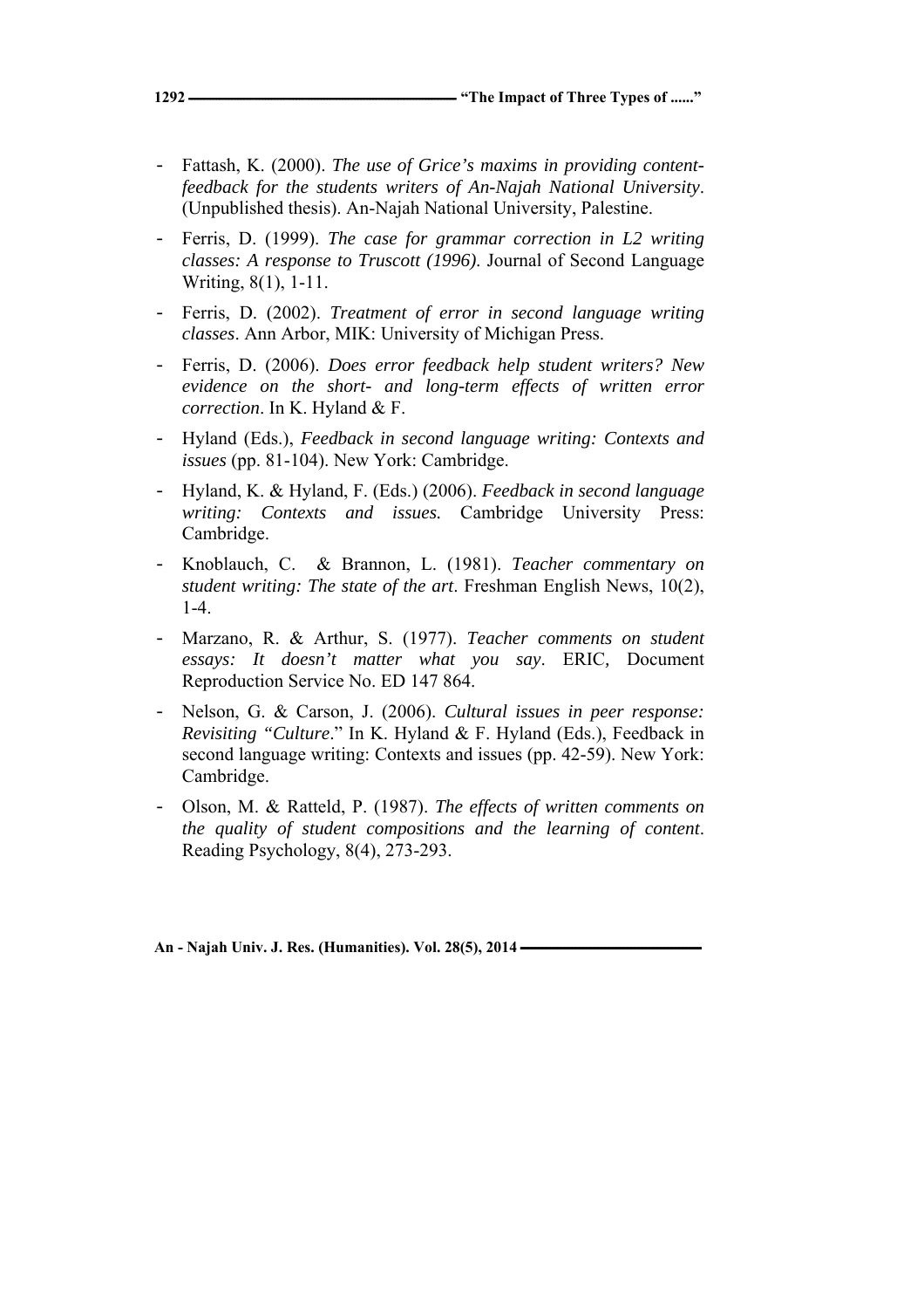- Fattash, K. (2000). *The use of Grice's maxims in providing content-feedback for the students writers of An-Najah National University*. (Unpublished thesis). An-Najah National University, Palestine.
- Ferris, D. (1999). *The case for grammar correction in L2 writing classes: A response to Truscott (1996).* Journal of Second Language Writing, 8(1), 1-11.
- Ferris, D. (2002). *Treatment of error in second language writing classes*. Ann Arbor, MIK: University of Michigan Press.
- Ferris, D. (2006). *Does error feedback help student writers? New evidence on the short- and long-term effects of written error correction*. In K. Hyland & F.
- Hyland (Eds.), *Feedback in second language writing: Contexts and issues* (pp. 81-104). New York: Cambridge.
- Hyland, K. & Hyland, F. (Eds.) (2006). *Feedback in second language writing: Contexts and issues.* Cambridge University Press: Cambridge.
- Knoblauch, C. & Brannon, L. (1981). *Teacher commentary on student writing: The state of the art*. Freshman English News, 10(2), 1-4.
- Marzano, R. & Arthur, S. (1977). *Teacher comments on student essays: It doesn't matter what you say*. ERIC, Document Reproduction Service No. ED 147 864.
- Nelson, G. & Carson, J. (2006). *Cultural issues in peer response: Revisiting "Culture*." In K. Hyland & F. Hyland (Eds.), Feedback in second language writing: Contexts and issues (pp. 42-59). New York: Cambridge.
- Olson, M. & Ratteld, P. (1987). *The effects of written comments on the quality of student compositions and the learning of content*. Reading Psychology, 8(4), 273-293.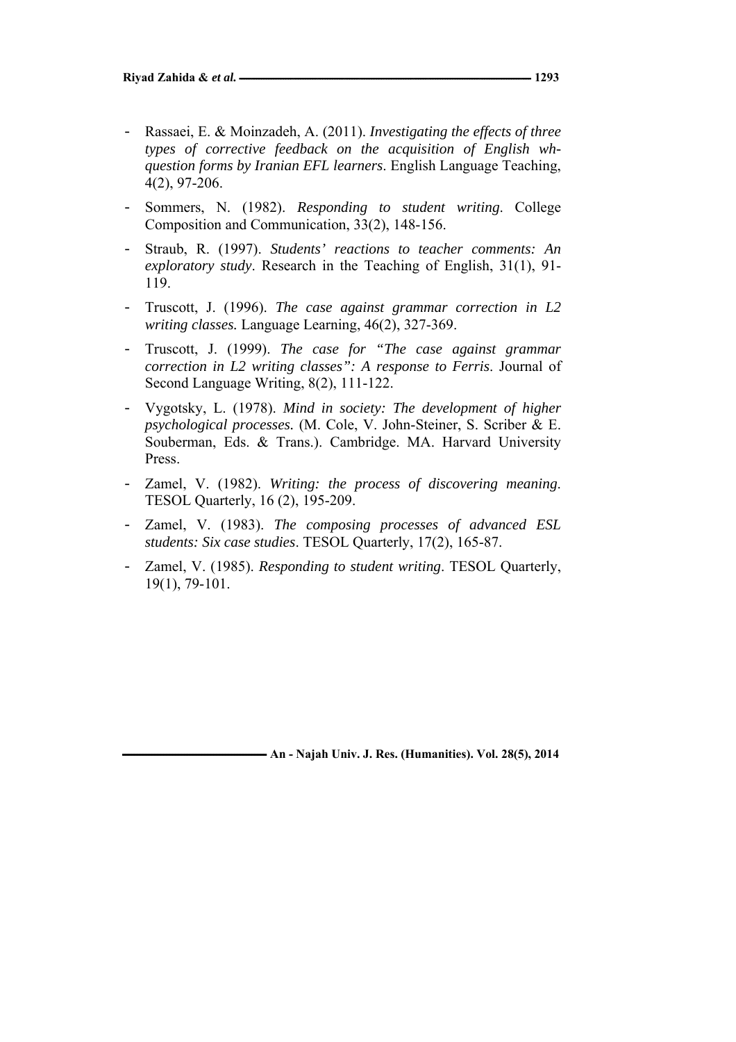- Rassaei, E. & Moinzadeh, A. (2011). *Investigating the effects of three types of corrective feedback on the acquisition of English wh-question forms by Iranian EFL learners*. English Language Teaching, 4(2), 97-206.
- Sommers, N. (1982). *Responding to student writing*. College Composition and Communication, 33(2), 148-156.
- Straub, R. (1997). *Students' reactions to teacher comments: An exploratory study*. Research in the Teaching of English, 31(1), 91-119.
- Truscott, J. (1996). *The case against grammar correction in L2 writing classes.* Language Learning, 46(2), 327-369.
- Truscott, J. (1999). *The case for "The case against grammar correction in L2 writing classes": A response to Ferris*. Journal of Second Language Writing, 8(2), 111-122.
- Vygotsky, L. (1978). *Mind in society: The development of higher psychological processes.* (M. Cole, V. John-Steiner, S. Scriber & E. Souberman, Eds. & Trans.). Cambridge. MA. Harvard University Press.
- Zamel, V. (1982). *Writing: the process of discovering meaning*. TESOL Quarterly, 16 (2), 195-209.
- Zamel, V. (1983). *The composing processes of advanced ESL students: Six case studies*. TESOL Quarterly, 17(2), 165-87.
- Zamel, V. (1985). *Responding to student writing*. TESOL Quarterly, 19(1), 79-101.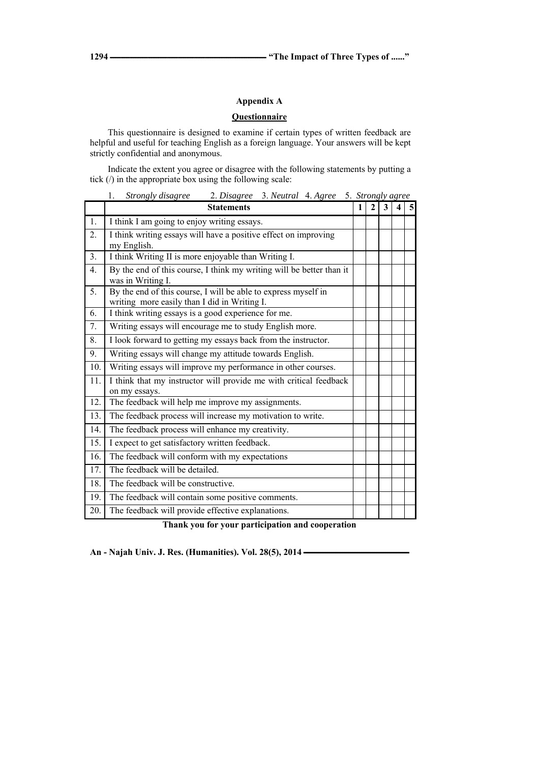## Appendix A

### Questionnaire

This questionnaire is designed to examine if certain types of written feedback are helpful and useful for teaching English as a foreign language. Your answers will be kept strictly confidential and anonymous.

Indicate the extent you agree or disagree with the following statements by putting a tick (/) in the appropriate box using the following scale:

1. *Strongly disagree* 2. *Disagree* 3. *Neutral* 4. *Agree* 5. *Strongly agree*

| | **Statements** | **1** | **2** | **3** | **4** | **5** |
|---|---|---|---|---|---|---|
| 1. | I think I am going to enjoy writing essays. | | | | | |
| 2. | I think writing essays will have a positive effect on improving my English. | | | | | |
| 3. | I think Writing II is more enjoyable than Writing I. | | | | | |
| 4. | By the end of this course, I think my writing will be better than it was in Writing I. | | | | | |
| 5. | By the end of this course, I will be able to express myself in writing more easily than I did in Writing I. | | | | | |
| 6. | I think writing essays is a good experience for me. | | | | | |
| 7. | Writing essays will encourage me to study English more. | | | | | |
| 8. | I look forward to getting my essays back from the instructor. | | | | | |
| 9. | Writing essays will change my attitude towards English. | | | | | |
| 10. | Writing essays will improve my performance in other courses. | | | | | |
| 11. | I think that my instructor will provide me with critical feedback on my essays. | | | | | |
| 12. | The feedback will help me improve my assignments. | | | | | |
| 13. | The feedback process will increase my motivation to write. | | | | | |
| 14. | The feedback process will enhance my creativity. | | | | | |
| 15. | I expect to get satisfactory written feedback. | | | | | |
| 16. | The feedback will conform with my expectations | | | | | |
| 17. | The feedback will be detailed. | | | | | |
| 18. | The feedback will be constructive. | | | | | |
| 19. | The feedback will contain some positive comments. | | | | | |
| 20. | The feedback will provide effective explanations. | | | | | |

**Thank you for your participation and cooperation**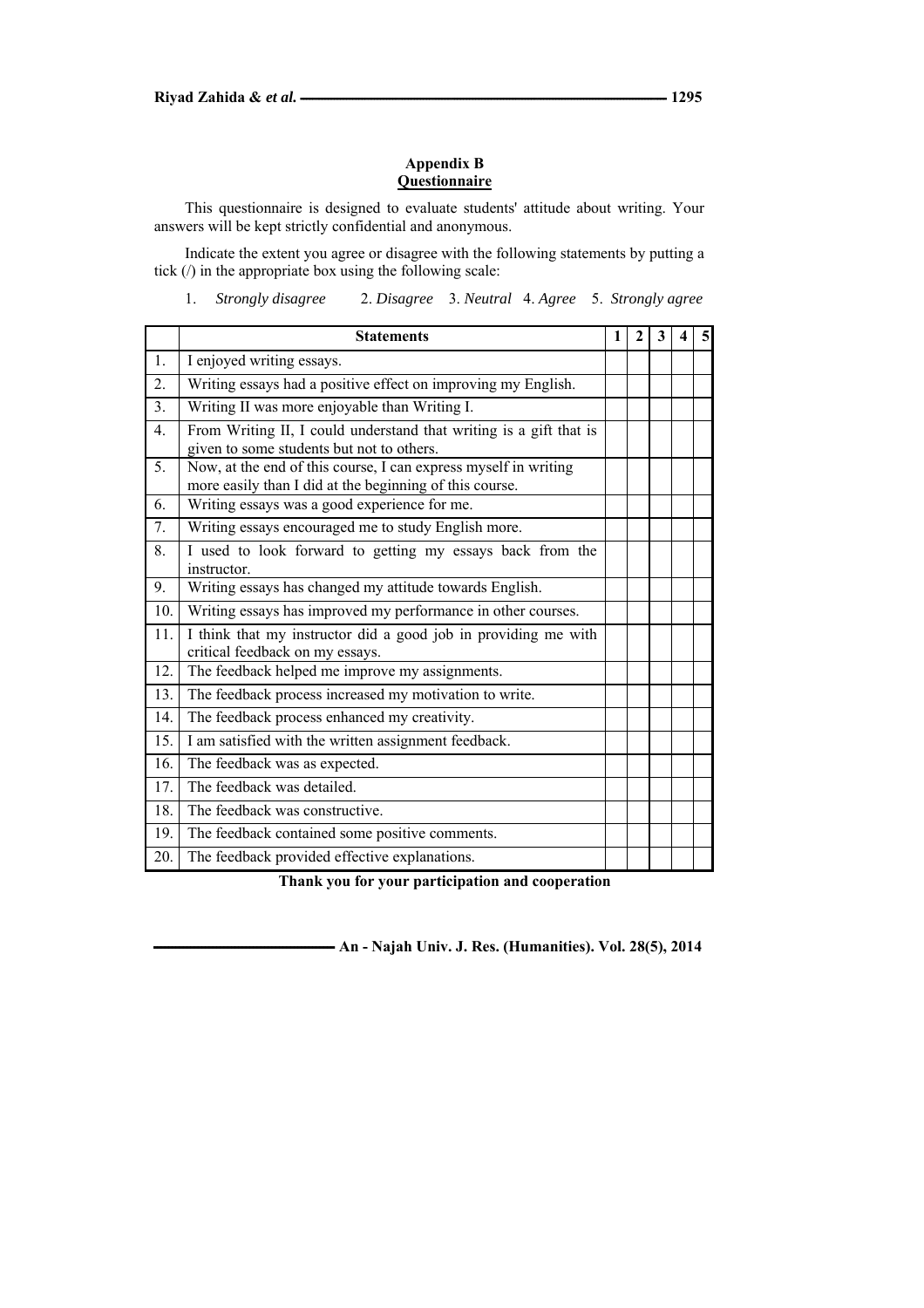## Appendix B

## Questionnaire

This questionnaire is designed to evaluate students' attitude about writing. Your answers will be kept strictly confidential and anonymous.

Indicate the extent you agree or disagree with the following statements by putting a tick (/) in the appropriate box using the following scale:

1. *Strongly disagree* 2. *Disagree* 3. *Neutral* 4. *Agree* 5. *Strongly agree*

| | Statements | 1 | 2 | 3 | 4 | 5 |
|---|---|---|---|---|---|---|
| 1. | I enjoyed writing essays. | | | | | |
| 2. | Writing essays had a positive effect on improving my English. | | | | | |
| 3. | Writing II was more enjoyable than Writing I. | | | | | |
| 4. | From Writing II, I could understand that writing is a gift that is given to some students but not to others. | | | | | |
| 5. | Now, at the end of this course, I can express myself in writing more easily than I did at the beginning of this course. | | | | | |
| 6. | Writing essays was a good experience for me. | | | | | |
| 7. | Writing essays encouraged me to study English more. | | | | | |
| 8. | I used to look forward to getting my essays back from the instructor. | | | | | |
| 9. | Writing essays has changed my attitude towards English. | | | | | |
| 10. | Writing essays has improved my performance in other courses. | | | | | |
| 11. | I think that my instructor did a good job in providing me with critical feedback on my essays. | | | | | |
| 12. | The feedback helped me improve my assignments. | | | | | |
| 13. | The feedback process increased my motivation to write. | | | | | |
| 14. | The feedback process enhanced my creativity. | | | | | |
| 15. | I am satisfied with the written assignment feedback. | | | | | |
| 16. | The feedback was as expected. | | | | | |
| 17. | The feedback was detailed. | | | | | |
| 18. | The feedback was constructive. | | | | | |
| 19. | The feedback contained some positive comments. | | | | | |
| 20. | The feedback provided effective explanations. | | | | | |

**Thank you for your participation and cooperation**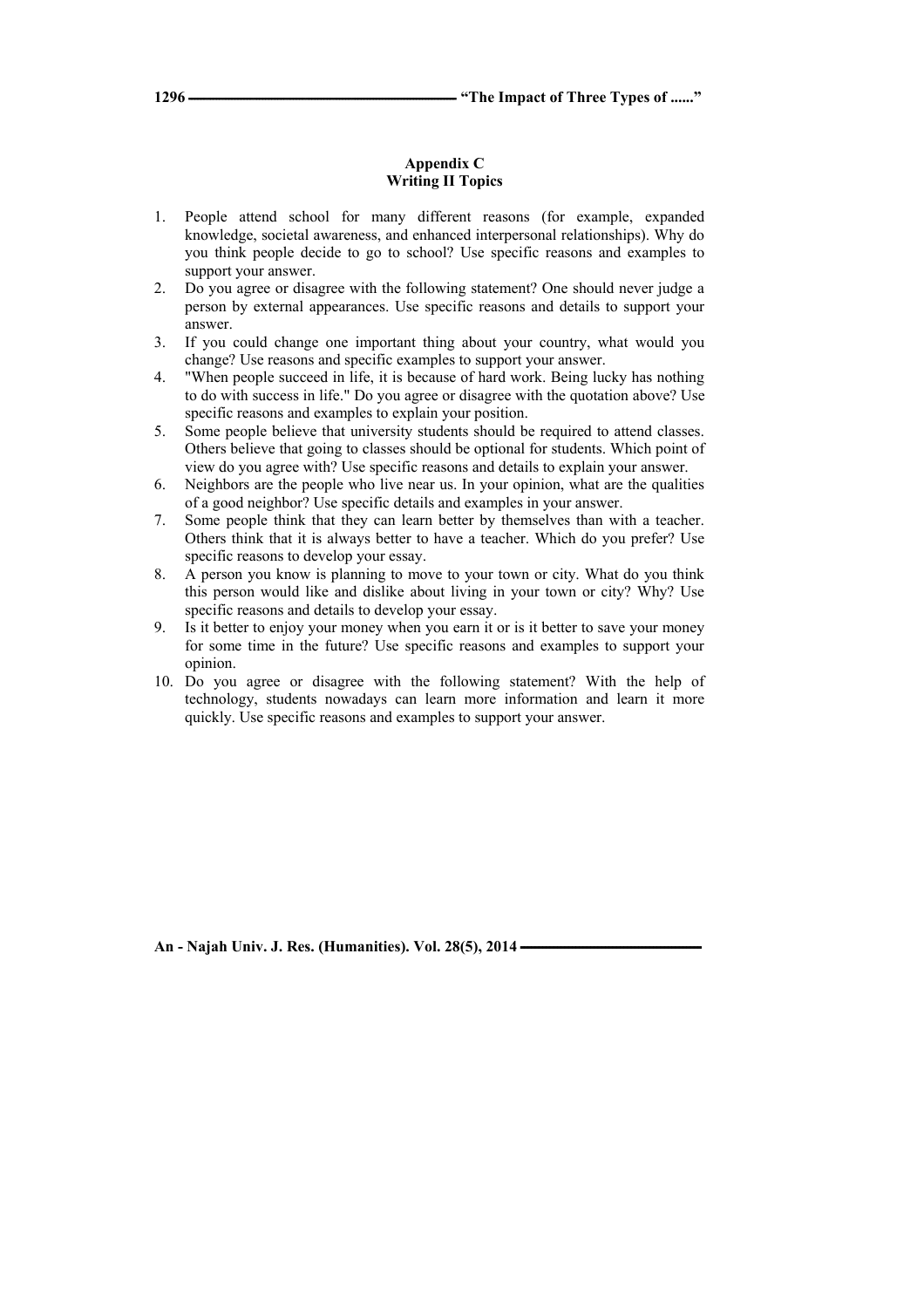## Appendix C
## Writing II Topics

1. People attend school for many different reasons (for example, expanded knowledge, societal awareness, and enhanced interpersonal relationships). Why do you think people decide to go to school? Use specific reasons and examples to support your answer.
2. Do you agree or disagree with the following statement? One should never judge a person by external appearances. Use specific reasons and details to support your answer.
3. If you could change one important thing about your country, what would you change? Use reasons and specific examples to support your answer.
4. "When people succeed in life, it is because of hard work. Being lucky has nothing to do with success in life." Do you agree or disagree with the quotation above? Use specific reasons and examples to explain your position.
5. Some people believe that university students should be required to attend classes. Others believe that going to classes should be optional for students. Which point of view do you agree with? Use specific reasons and details to explain your answer.
6. Neighbors are the people who live near us. In your opinion, what are the qualities of a good neighbor? Use specific details and examples in your answer.
7. Some people think that they can learn better by themselves than with a teacher. Others think that it is always better to have a teacher. Which do you prefer? Use specific reasons to develop your essay.
8. A person you know is planning to move to your town or city. What do you think this person would like and dislike about living in your town or city? Why? Use specific reasons and details to develop your essay.
9. Is it better to enjoy your money when you earn it or is it better to save your money for some time in the future? Use specific reasons and examples to support your opinion.
10. Do you agree or disagree with the following statement? With the help of technology, students nowadays can learn more information and learn it more quickly. Use specific reasons and examples to support your answer.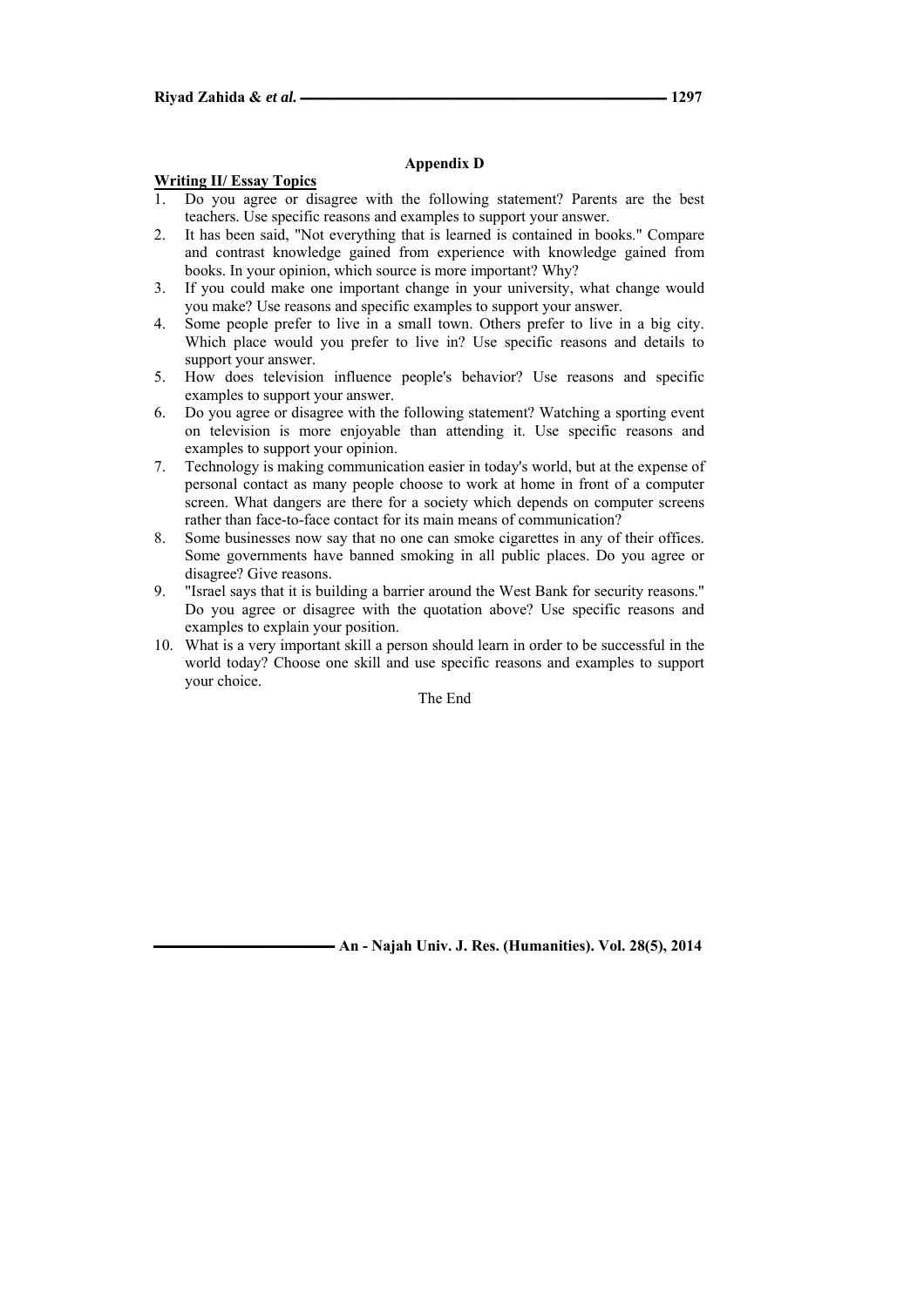## Appendix D

**Writing II/ Essay Topics**

1. Do you agree or disagree with the following statement? Parents are the best teachers. Use specific reasons and examples to support your answer.
2. It has been said, "Not everything that is learned is contained in books." Compare and contrast knowledge gained from experience with knowledge gained from books. In your opinion, which source is more important? Why?
3. If you could make one important change in your university, what change would you make? Use reasons and specific examples to support your answer.
4. Some people prefer to live in a small town. Others prefer to live in a big city. Which place would you prefer to live in? Use specific reasons and details to support your answer.
5. How does television influence people's behavior? Use reasons and specific examples to support your answer.
6. Do you agree or disagree with the following statement? Watching a sporting event on television is more enjoyable than attending it. Use specific reasons and examples to support your opinion.
7. Technology is making communication easier in today's world, but at the expense of personal contact as many people choose to work at home in front of a computer screen. What dangers are there for a society which depends on computer screens rather than face-to-face contact for its main means of communication?
8. Some businesses now say that no one can smoke cigarettes in any of their offices. Some governments have banned smoking in all public places. Do you agree or disagree? Give reasons.
9. "Israel says that it is building a barrier around the West Bank for security reasons." Do you agree or disagree with the quotation above? Use specific reasons and examples to explain your position.
10. What is a very important skill a person should learn in order to be successful in the world today? Choose one skill and use specific reasons and examples to support your choice.

The End